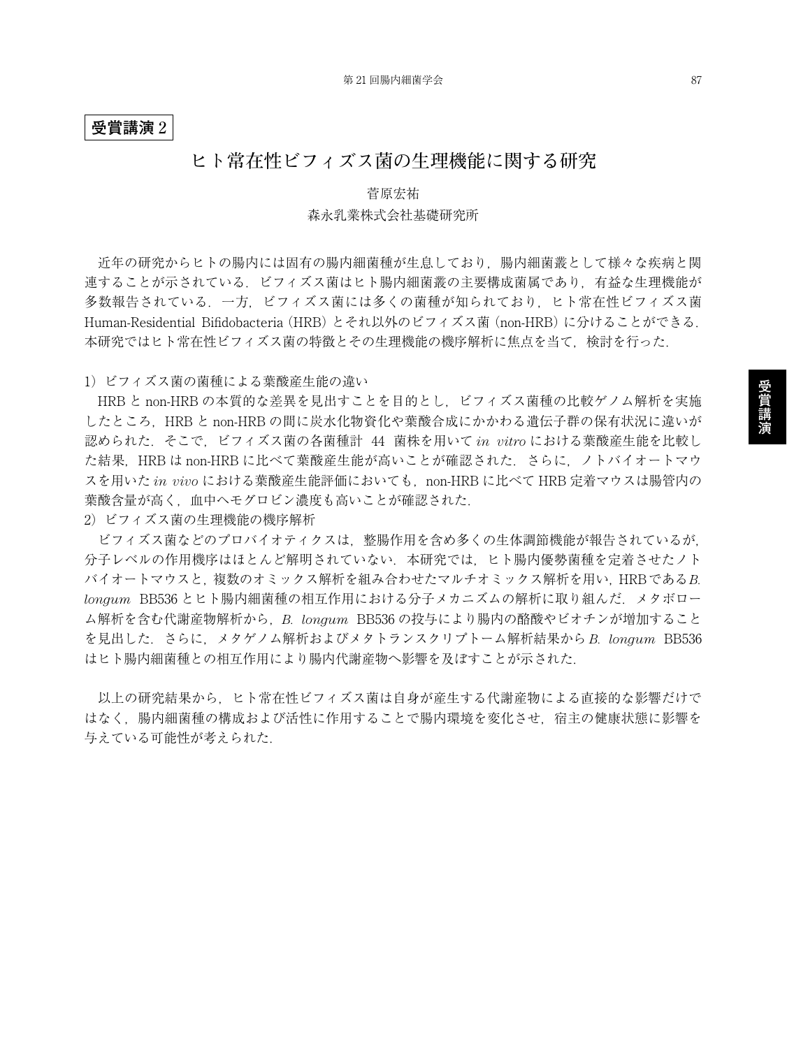**受賞講演 2**

# ヒト常在性ビフィズス菌の生理機能に関する研究

菅原宏祐

森永乳業株式会社基礎研究所

近年の研究からヒトの腸内には固有の腸内細菌種が生息しており，腸内細菌叢として様々な疾病と関連することが示されている．ビフィズス菌はヒト腸内細菌叢の主要構成菌属であり，有益な生理機能が多数報告されている．一方，ビフィズス菌には多くの菌種が知られており，ヒト常在性ビフィズス菌 Human-Residential Bifidobacteria (HRB) とそれ以外のビフィズス菌 (non-HRB) に分けることができる．本研究ではヒト常在性ビフィズス菌の特徴とその生理機能の機序解析に焦点を当て，検討を行った．

1）ビフィズス菌の菌種による葉酸産生能の違い

HRB と non-HRB の本質的な差異を見出すことを目的とし，ビフィズス菌種の比較ゲノム解析を実施したところ，HRB と non-HRB の間に炭水化物資化や葉酸合成にかかわる遺伝子群の保有状況に違いが認められた．そこで，ビフィズス菌の各菌種計 44 菌株を用いて *in vitro* における葉酸産生能を比較した結果，HRB は non-HRB に比べて葉酸産生能が高いことが確認された．さらに，ノトバイオートマウスを用いた *in vivo* における葉酸産生能評価においても，non-HRB に比べて HRB 定着マウスは腸管内の葉酸含量が高く，血中ヘモグロビン濃度も高いことが確認された．

2）ビフィズス菌の生理機能の機序解析

ビフィズス菌などのプロバイオティクスは，整腸作用を含め多くの生体調節機能が報告されているが，分子レベルの作用機序はほとんど解明されていない．本研究では，ヒト腸内優勢菌種を定着させたノトバイオートマウスと，複数のオミックス解析を組み合わせたマルチオミックス解析を用い，HRB である *B. longum* BB536 とヒト腸内細菌種の相互作用における分子メカニズムの解析に取り組んだ．メタボローム解析を含む代謝産物解析から，*B. longum* BB536 の投与により腸内の酪酸やビオチンが増加することを見出した．さらに，メタゲノム解析およびメタトランスクリプトーム解析結果から *B. longum* BB536 はヒト腸内細菌種との相互作用により腸内代謝産物へ影響を及ぼすことが示された．

以上の研究結果から，ヒト常在性ビフィズス菌は自身が産生する代謝産物による直接的な影響だけではなく，腸内細菌種の構成および活性に作用することで腸内環境を変化させ，宿主の健康状態に影響を与えている可能性が考えられた．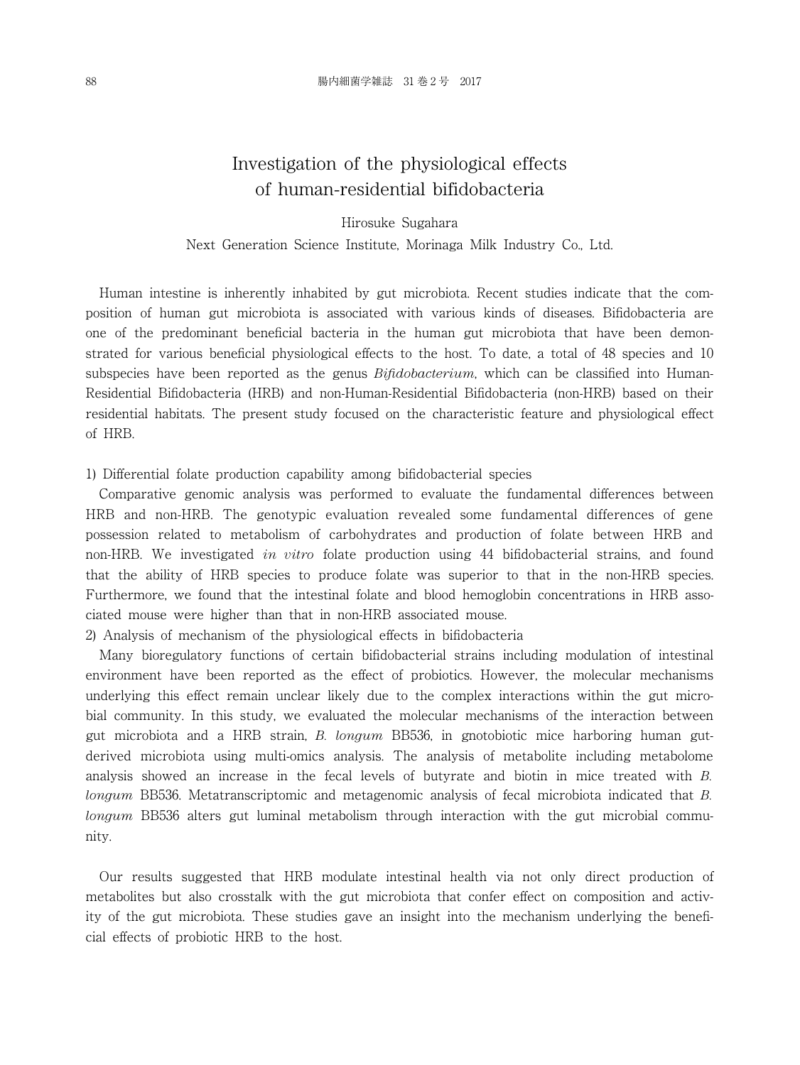# Investigation of the physiological effects of human-residential bifidobacteria

Hirosuke Sugahara

Next Generation Science Institute, Morinaga Milk Industry Co., Ltd.

Human intestine is inherently inhabited by gut microbiota. Recent studies indicate that the composition of human gut microbiota is associated with various kinds of diseases. Bifidobacteria are one of the predominant beneficial bacteria in the human gut microbiota that have been demonstrated for various beneficial physiological effects to the host. To date, a total of 48 species and 10 subspecies have been reported as the genus *Bifidobacterium*, which can be classified into Human-Residential Bifidobacteria (HRB) and non-Human-Residential Bifidobacteria (non-HRB) based on their residential habitats. The present study focused on the characteristic feature and physiological effect of HRB.

1) Differential folate production capability among bifidobacterial species

Comparative genomic analysis was performed to evaluate the fundamental differences between HRB and non-HRB. The genotypic evaluation revealed some fundamental differences of gene possession related to metabolism of carbohydrates and production of folate between HRB and non-HRB. We investigated *in vitro* folate production using 44 bifidobacterial strains, and found that the ability of HRB species to produce folate was superior to that in the non-HRB species. Furthermore, we found that the intestinal folate and blood hemoglobin concentrations in HRB associated mouse were higher than that in non-HRB associated mouse.

2) Analysis of mechanism of the physiological effects in bifidobacteria

Many bioregulatory functions of certain bifidobacterial strains including modulation of intestinal environment have been reported as the effect of probiotics. However, the molecular mechanisms underlying this effect remain unclear likely due to the complex interactions within the gut microbial community. In this study, we evaluated the molecular mechanisms of the interaction between gut microbiota and a HRB strain, *B. longum* BB536, in gnotobiotic mice harboring human gut-derived microbiota using multi-omics analysis. The analysis of metabolite including metabolome analysis showed an increase in the fecal levels of butyrate and biotin in mice treated with *B. longum* BB536. Metatranscriptomic and metagenomic analysis of fecal microbiota indicated that *B. longum* BB536 alters gut luminal metabolism through interaction with the gut microbial community.

Our results suggested that HRB modulate intestinal health via not only direct production of metabolites but also crosstalk with the gut microbiota that confer effect on composition and activity of the gut microbiota. These studies gave an insight into the mechanism underlying the beneficial effects of probiotic HRB to the host.